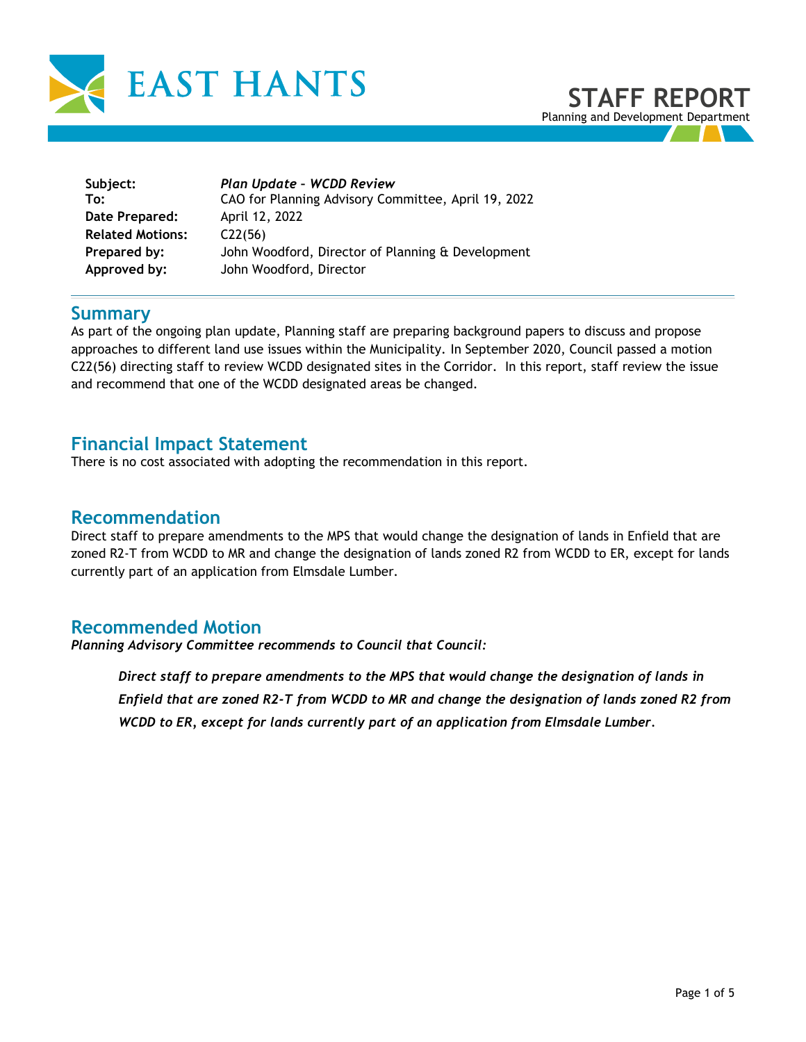# EAST HANTS

## STAFF REPORT

Planning and Development Department

| | |
|---|---|
| **Subject:** | ***Plan Update – WCDD Review*** |
| **To:** | CAO for Planning Advisory Committee, April 19, 2022 |
| **Date Prepared:** | April 12, 2022 |
| **Related Motions:** | C22(56) |
| **Prepared by:** | John Woodford, Director of Planning & Development |
| **Approved by:** | John Woodford, Director |

## Summary

As part of the ongoing plan update, Planning staff are preparing background papers to discuss and propose approaches to different land use issues within the Municipality. In September 2020, Council passed a motion C22(56) directing staff to review WCDD designated sites in the Corridor. In this report, staff review the issue and recommend that one of the WCDD designated areas be changed.

## Financial Impact Statement

There is no cost associated with adopting the recommendation in this report.

## Recommendation

Direct staff to prepare amendments to the MPS that would change the designation of lands in Enfield that are zoned R2-T from WCDD to MR and change the designation of lands zoned R2 from WCDD to ER, except for lands currently part of an application from Elmsdale Lumber.

## Recommended Motion

***Planning Advisory Committee recommends to Council that Council:***

> ***Direct staff to prepare amendments to the MPS that would change the designation of lands in Enfield that are zoned R2-T from WCDD to MR and change the designation of lands zoned R2 from WCDD to ER, except for lands currently part of an application from Elmsdale Lumber.***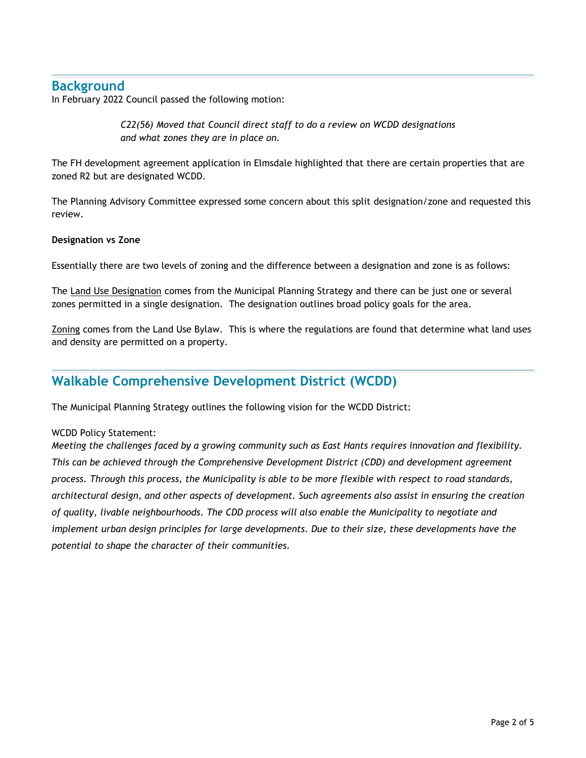## Background

In February 2022 Council passed the following motion:

> *C22(56) Moved that Council direct staff to do a review on WCDD designations and what zones they are in place on.*

The FH development agreement application in Elmsdale highlighted that there are certain properties that are zoned R2 but are designated WCDD.

The Planning Advisory Committee expressed some concern about this split designation/zone and requested this review.

**Designation vs Zone**

Essentially there are two levels of zoning and the difference between a designation and zone is as follows:

The Land Use Designation comes from the Municipal Planning Strategy and there can be just one or several zones permitted in a single designation. The designation outlines broad policy goals for the area.

Zoning comes from the Land Use Bylaw. This is where the regulations are found that determine what land uses and density are permitted on a property.

## Walkable Comprehensive Development District (WCDD)

The Municipal Planning Strategy outlines the following vision for the WCDD District:

WCDD Policy Statement:

*Meeting the challenges faced by a growing community such as East Hants requires innovation and flexibility. This can be achieved through the Comprehensive Development District (CDD) and development agreement process. Through this process, the Municipality is able to be more flexible with respect to road standards, architectural design, and other aspects of development. Such agreements also assist in ensuring the creation of quality, livable neighbourhoods. The CDD process will also enable the Municipality to negotiate and implement urban design principles for large developments. Due to their size, these developments have the potential to shape the character of their communities.*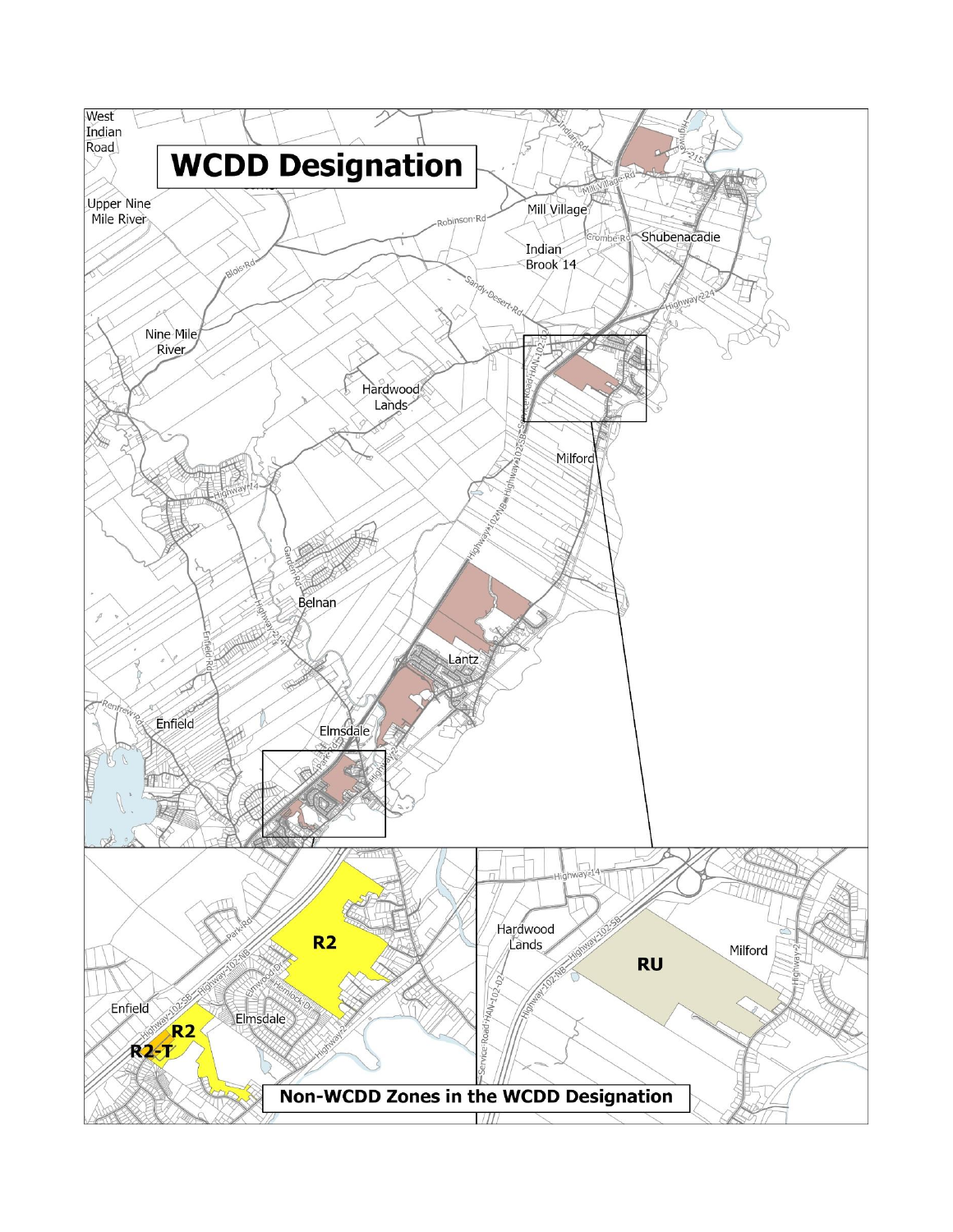# WCDD Designation

## Non-WCDD Zones in the WCDD Designation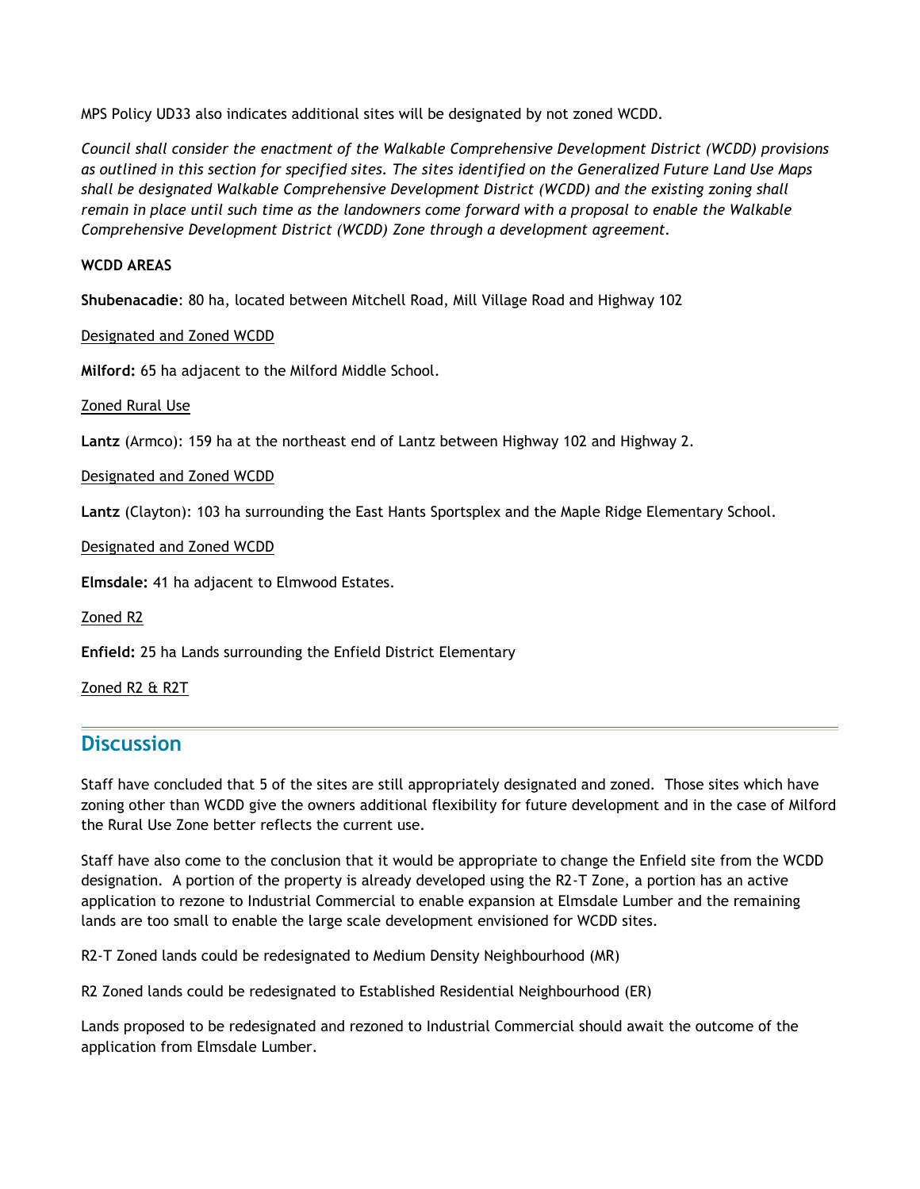MPS Policy UD33 also indicates additional sites will be designated by not zoned WCDD.

*Council shall consider the enactment of the Walkable Comprehensive Development District (WCDD) provisions as outlined in this section for specified sites. The sites identified on the Generalized Future Land Use Maps shall be designated Walkable Comprehensive Development District (WCDD) and the existing zoning shall remain in place until such time as the landowners come forward with a proposal to enable the Walkable Comprehensive Development District (WCDD) Zone through a development agreement.*

**WCDD AREAS**

**Shubenacadie**: 80 ha, located between Mitchell Road, Mill Village Road and Highway 102

<u>Designated and Zoned WCDD</u>

**Milford:** 65 ha adjacent to the Milford Middle School.

<u>Zoned Rural Use</u>

**Lantz** (Armco): 159 ha at the northeast end of Lantz between Highway 102 and Highway 2.

<u>Designated and Zoned WCDD</u>

**Lantz** (Clayton): 103 ha surrounding the East Hants Sportsplex and the Maple Ridge Elementary School.

<u>Designated and Zoned WCDD</u>

**Elmsdale:** 41 ha adjacent to Elmwood Estates.

<u>Zoned R2</u>

**Enfield:** 25 ha Lands surrounding the Enfield District Elementary

<u>Zoned R2 & R2T</u>

## Discussion

Staff have concluded that 5 of the sites are still appropriately designated and zoned. Those sites which have zoning other than WCDD give the owners additional flexibility for future development and in the case of Milford the Rural Use Zone better reflects the current use.

Staff have also come to the conclusion that it would be appropriate to change the Enfield site from the WCDD designation. A portion of the property is already developed using the R2-T Zone, a portion has an active application to rezone to Industrial Commercial to enable expansion at Elmsdale Lumber and the remaining lands are too small to enable the large scale development envisioned for WCDD sites.

R2-T Zoned lands could be redesignated to Medium Density Neighbourhood (MR)

R2 Zoned lands could be redesignated to Established Residential Neighbourhood (ER)

Lands proposed to be redesignated and rezoned to Industrial Commercial should await the outcome of the application from Elmsdale Lumber.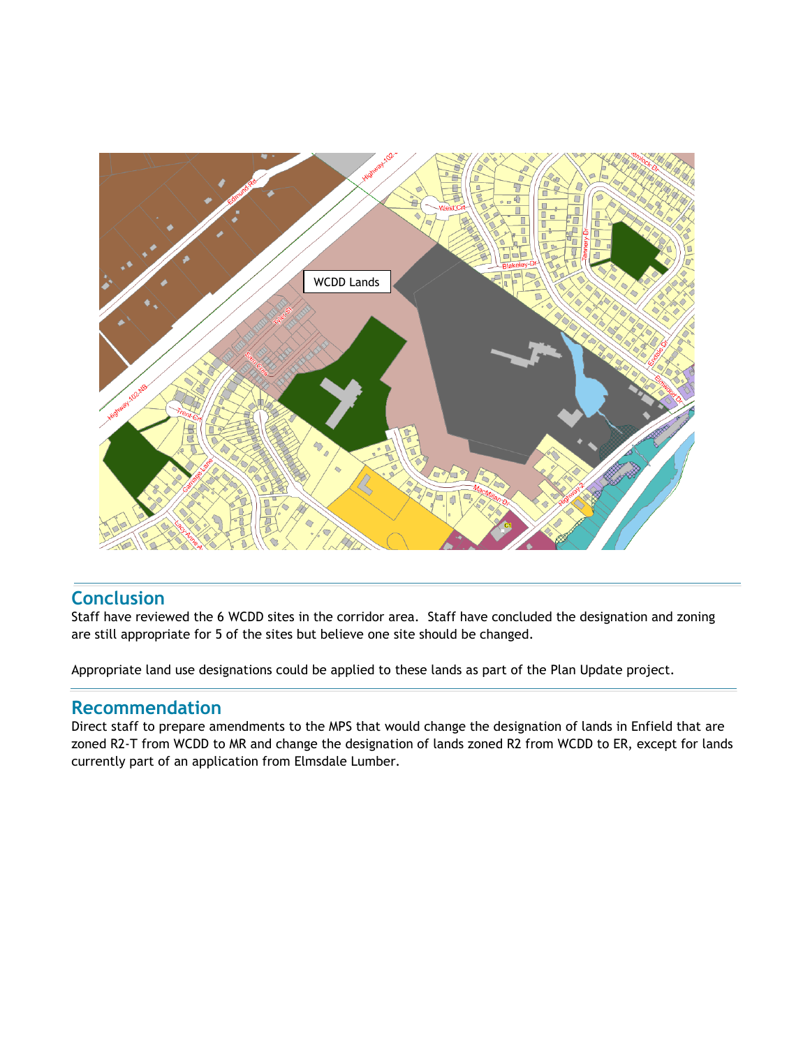WCDD Lands

## Conclusion

Staff have reviewed the 6 WCDD sites in the corridor area. Staff have concluded the designation and zoning are still appropriate for 5 of the sites but believe one site should be changed.

Appropriate land use designations could be applied to these lands as part of the Plan Update project.

## Recommendation

Direct staff to prepare amendments to the MPS that would change the designation of lands in Enfield that are zoned R2-T from WCDD to MR and change the designation of lands zoned R2 from WCDD to ER, except for lands currently part of an application from Elmsdale Lumber.